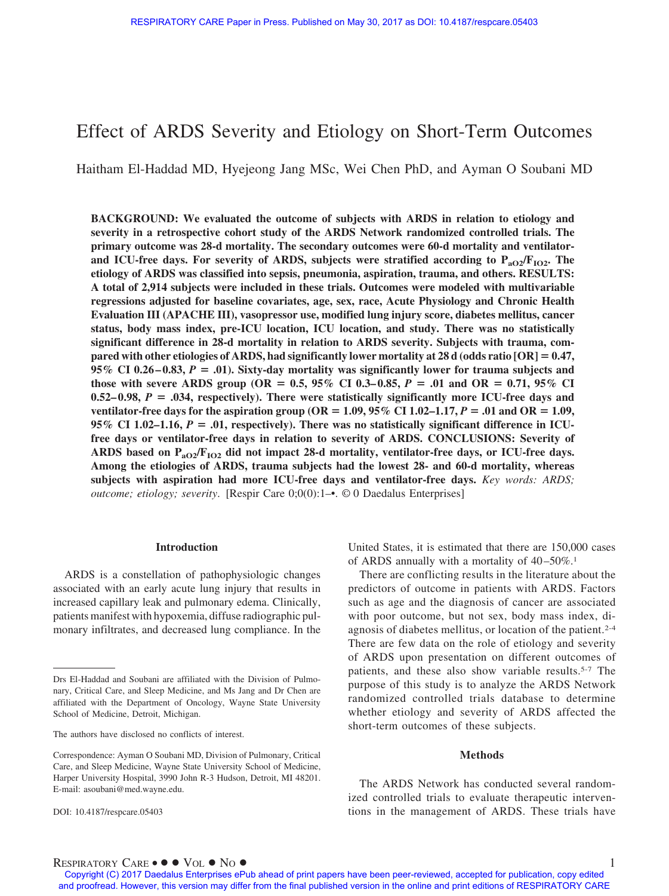# Effect of ARDS Severity and Etiology on Short-Term Outcomes

Haitham El-Haddad MD, Hyejeong Jang MSc, Wei Chen PhD, and Ayman O Soubani MD

**BACKGROUND: We evaluated the outcome of subjects with ARDS in relation to etiology and severity in a retrospective cohort study of the ARDS Network randomized controlled trials. The primary outcome was 28-d mortality. The secondary outcomes were 60-d mortality and ventilator- and ICU-free days. For severity of ARDS, subjects were stratified according to $P_{aO_2}/F_{IO_2}$. The etiology of ARDS was classified into sepsis, pneumonia, aspiration, trauma, and others. RESULTS: A total of 2,914 subjects were included in these trials. Outcomes were modeled with multivariable regressions adjusted for baseline covariates, age, sex, race, Acute Physiology and Chronic Health Evaluation III (APACHE III), vasopressor use, modified lung injury score, diabetes mellitus, cancer status, body mass index, pre-ICU location, ICU location, and study. There was no statistically significant difference in 28-d mortality in relation to ARDS severity. Subjects with trauma, compared with other etiologies of ARDS, had significantly lower mortality at 28 d (odds ratio [OR] = 0.47, 95% CI 0.26–0.83, *P* = .01). Sixty-day mortality was significantly lower for trauma subjects and those with severe ARDS group (OR = 0.5, 95% CI 0.3–0.85, *P* = .01 and OR = 0.71, 95% CI 0.52–0.98, *P* = .034, respectively). There were statistically significantly more ICU-free days and ventilator-free days for the aspiration group (OR = 1.09, 95% CI 1.02–1.17, *P* = .01 and OR = 1.09, 95% CI 1.02–1.16, *P* = .01, respectively). There was no statistically significant difference in ICU-free days or ventilator-free days in relation to severity of ARDS. CONCLUSIONS: Severity of ARDS based on $P_{aO_2}/F_{IO_2}$ did not impact 28-d mortality, ventilator-free days, or ICU-free days. Among the etiologies of ARDS, trauma subjects had the lowest 28- and 60-d mortality, whereas subjects with aspiration had more ICU-free days and ventilator-free days.** *Key words: ARDS; outcome; etiology; severity*. [Respir Care 0;0(0):1–•. © 0 Daedalus Enterprises]

## Introduction

ARDS is a constellation of pathophysiologic changes associated with an early acute lung injury that results in increased capillary leak and pulmonary edema. Clinically, patients manifest with hypoxemia, diffuse radiographic pulmonary infiltrates, and decreased lung compliance. In the United States, it is estimated that there are 150,000 cases of ARDS annually with a mortality of 40–50%.[1]

There are conflicting results in the literature about the predictors of outcome in patients with ARDS. Factors such as age and the diagnosis of cancer are associated with poor outcome, but not sex, body mass index, diagnosis of diabetes mellitus, or location of the patient.[2-4] There are few data on the role of etiology and severity of ARDS upon presentation on different outcomes of patients, and these also show variable results.[5-7] The purpose of this study is to analyze the ARDS Network randomized controlled trials database to determine whether etiology and severity of ARDS affected the short-term outcomes of these subjects.

## Methods

The ARDS Network has conducted several randomized controlled trials to evaluate therapeutic interventions in the management of ARDS. These trials have

---

Drs El-Haddad and Soubani are affiliated with the Division of Pulmonary, Critical Care, and Sleep Medicine, and Ms Jang and Dr Chen are affiliated with the Department of Oncology, Wayne State University School of Medicine, Detroit, Michigan.

The authors have disclosed no conflicts of interest.

Correspondence: Ayman O Soubani MD, Division of Pulmonary, Critical Care, and Sleep Medicine, Wayne State University School of Medicine, Harper University Hospital, 3990 John R-3 Hudson, Detroit, MI 48201. E-mail: asoubani@med.wayne.edu.

DOI: 10.4187/respcare.05403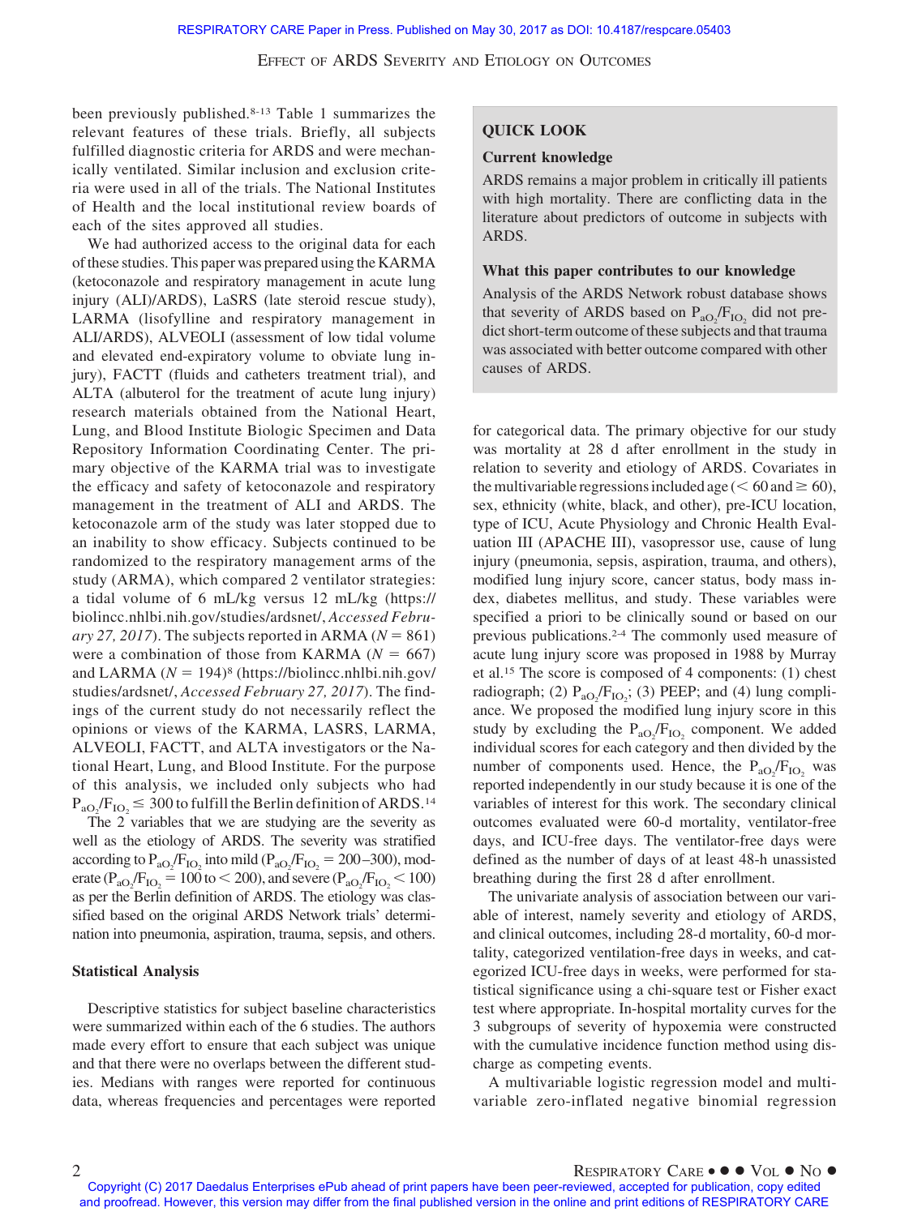been previously published.[8-13] Table 1 summarizes the relevant features of these trials. Briefly, all subjects fulfilled diagnostic criteria for ARDS and were mechanically ventilated. Similar inclusion and exclusion criteria were used in all of the trials. The National Institutes of Health and the local institutional review boards of each of the sites approved all studies.

We had authorized access to the original data for each of these studies. This paper was prepared using the KARMA (ketoconazole and respiratory management in acute lung injury (ALI)/ARDS), LaSRS (late steroid rescue study), LARMA (lisofylline and respiratory management in ALI/ARDS), ALVEOLI (assessment of low tidal volume and elevated end-expiratory volume to obviate lung injury), FACTT (fluids and catheters treatment trial), and ALTA (albuterol for the treatment of acute lung injury) research materials obtained from the National Heart, Lung, and Blood Institute Biologic Specimen and Data Repository Information Coordinating Center. The primary objective of the KARMA trial was to investigate the efficacy and safety of ketoconazole and respiratory management in the treatment of ALI and ARDS. The ketoconazole arm of the study was later stopped due to an inability to show efficacy. Subjects continued to be randomized to the respiratory management arms of the study (ARMA), which compared 2 ventilator strategies: a tidal volume of 6 mL/kg versus 12 mL/kg (https://biolincc.nhlbi.nih.gov/studies/ardsnet/, *Accessed February 27, 2017*). The subjects reported in ARMA ($N = 861$) were a combination of those from KARMA ($N = 667$) and LARMA ($N = 194$)[8] (https://biolincc.nhlbi.nih.gov/studies/ardsnet/, *Accessed February 27, 2017*). The findings of the current study do not necessarily reflect the opinions or views of the KARMA, LASRS, LARMA, ALVEOLI, FACTT, and ALTA investigators or the National Heart, Lung, and Blood Institute. For the purpose of this analysis, we included only subjects who had $P_{aO_2}/F_{IO_2} \leq 300$ to fulfill the Berlin definition of ARDS.[14]

The 2 variables that we are studying are the severity as well as the etiology of ARDS. The severity was stratified according to $P_{aO_2}/F_{IO_2}$ into mild ($P_{aO_2}/F_{IO_2} = 200–300$), moderate ($P_{aO_2}/F_{IO_2} = 100$ to $< 200$), and severe ($P_{aO_2}/F_{IO_2} < 100$) as per the Berlin definition of ARDS. The etiology was classified based on the original ARDS Network trials' determination into pneumonia, aspiration, trauma, sepsis, and others.

> **QUICK LOOK**
>
> **Current knowledge**
>
> ARDS remains a major problem in critically ill patients with high mortality. There are conflicting data in the literature about predictors of outcome in subjects with ARDS.
>
> **What this paper contributes to our knowledge**
>
> Analysis of the ARDS Network robust database shows that severity of ARDS based on $P_{aO_2}/F_{IO_2}$ did not predict short-term outcome of these subjects and that trauma was associated with better outcome compared with other causes of ARDS.

## Statistical Analysis

Descriptive statistics for subject baseline characteristics were summarized within each of the 6 studies. The authors made every effort to ensure that each subject was unique and that there were no overlaps between the different studies. Medians with ranges were reported for continuous data, whereas frequencies and percentages were reported for categorical data. The primary objective for our study was mortality at 28 d after enrollment in the study in relation to severity and etiology of ARDS. Covariates in the multivariable regressions included age ($< 60$ and $\geq 60$), sex, ethnicity (white, black, and other), pre-ICU location, type of ICU, Acute Physiology and Chronic Health Evaluation III (APACHE III), vasopressor use, cause of lung injury (pneumonia, sepsis, aspiration, trauma, and others), modified lung injury score, cancer status, body mass index, diabetes mellitus, and study. These variables were specified a priori to be clinically sound or based on our previous publications.[2-4] The commonly used measure of acute lung injury score was proposed in 1988 by Murray et al.[15] The score is composed of 4 components: (1) chest radiograph; (2) $P_{aO_2}/F_{IO_2}$; (3) PEEP; and (4) lung compliance. We proposed the modified lung injury score in this study by excluding the $P_{aO_2}/F_{IO_2}$ component. We added individual scores for each category and then divided by the number of components used. Hence, the $P_{aO_2}/F_{IO_2}$ was reported independently in our study because it is one of the variables of interest for this work. The secondary clinical outcomes evaluated were 60-d mortality, ventilator-free days, and ICU-free days. The ventilator-free days were defined as the number of days of at least 48-h unassisted breathing during the first 28 d after enrollment.

The univariate analysis of association between our variable of interest, namely severity and etiology of ARDS, and clinical outcomes, including 28-d mortality, 60-d mortality, categorized ventilation-free days in weeks, and categorized ICU-free days in weeks, were performed for statistical significance using a chi-square test or Fisher exact test where appropriate. In-hospital mortality curves for the 3 subgroups of severity of hypoxemia were constructed with the cumulative incidence function method using discharge as competing events.

A multivariable logistic regression model and multivariable zero-inflated negative binomial regression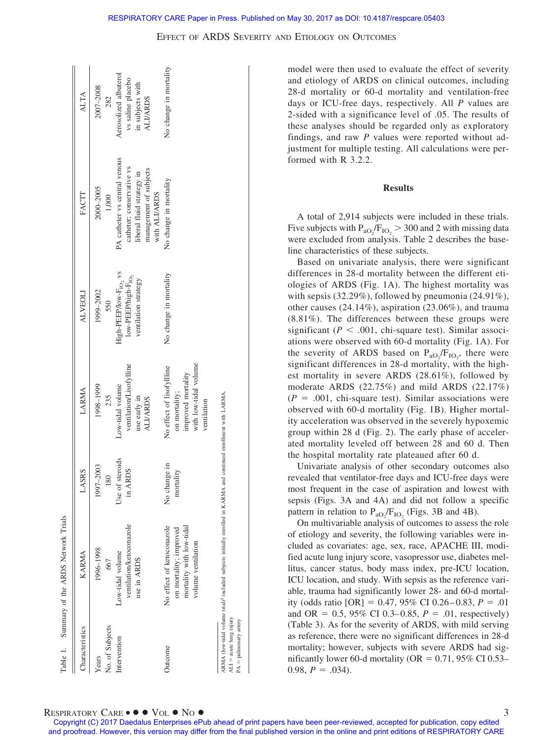Table 1. Summary of the ARDS Network Trials

| Characteristics | KARMA | LASRS | LARMA | ALVEOLI | FACTT | ALTA |
|---|---|---|---|---|---|---|
| Years | 1996–1998 | 1997–2003 | 1998–1999 | 1999–2002 | 2000–2005 | 2007–2008 |
| No. of Subjects | 667 | 180 | 235 | 550 | 1,000 | 282 |
| Intervention | Low-tidal volume ventilation/ketoconazole use in ARDS | Use of steroids in ARDS | Low-tidal volume ventilation/Lisofylline use early in ALI/ARDS | High-PEEP/low-$F_{IO_2}$ vs low-PEEP/high-$F_{IO_2}$ ventilation strategy | PA catheter vs central venous catheter; conservative vs liberal fluid strategy in management of subjects with ALI/ARDS | Aerosolized albuterol vs saline placebo in subjects with ALI/ARDS |
| Outcome | No effect of ketoconazole on mortality; improved mortality with low-tidal volume ventilation | No change in mortality | No effect of lisofylline on mortality; improved mortality with low-tidal volume ventilation | No change in mortality | No change in mortality | No change in mortality |

ARMA (low-tidal volume trial)[8] included subjects initially enrolled in KARMA and continued enrollment with LARMA.
ALI = acute lung injury
PA = pulmonary artery

model were then used to evaluate the effect of severity and etiology of ARDS on clinical outcomes, including 28-d mortality or 60-d mortality and ventilation-free days or ICU-free days, respectively. All *P* values are 2-sided with a significance level of .05. The results of these analyses should be regarded only as exploratory findings, and raw *P* values were reported without adjustment for multiple testing. All calculations were performed with R 3.2.2.

## Results

A total of 2,914 subjects were included in these trials. Five subjects with $P_{aO_2}/F_{IO_2} > 300$ and 2 with missing data were excluded from analysis. Table 2 describes the baseline characteristics of these subjects.

Based on univariate analysis, there were significant differences in 28-d mortality between the different etiologies of ARDS (Fig. 1A). The highest mortality was with sepsis (32.29%), followed by pneumonia (24.91%), other causes (24.14%), aspiration (23.06%), and trauma (8.81%). The differences between these groups were significant ($P < .001$, chi-square test). Similar associations were observed with 60-d mortality (Fig. 1A). For the severity of ARDS based on $P_{aO_2}/F_{IO_2}$, there were significant differences in 28-d mortality, with the highest mortality in severe ARDS (28.61%), followed by moderate ARDS (22.75%) and mild ARDS (22.17%) ($P = .001$, chi-square test). Similar associations were observed with 60-d mortality (Fig. 1B). Higher mortality acceleration was observed in the severely hypoxemic group within 28 d (Fig. 2). The early phase of accelerated mortality leveled off between 28 and 60 d. Then the hospital mortality rate plateaued after 60 d.

Univariate analysis of other secondary outcomes also revealed that ventilator-free days and ICU-free days were most frequent in the case of aspiration and lowest with sepsis (Figs. 3A and 4A) and did not follow a specific pattern in relation to $P_{aO_2}/F_{IO_2}$ (Figs. 3B and 4B).

On multivariable analysis of outcomes to assess the role of etiology and severity, the following variables were included as covariates: age, sex, race, APACHE III, modified acute lung injury score, vasopressor use, diabetes mellitus, cancer status, body mass index, pre-ICU location, ICU location, and study. With sepsis as the reference variable, trauma had significantly lower 28- and 60-d mortality (odds ratio [OR] = 0.47, 95% CI 0.26–0.83, $P = .01$ and OR = 0.5, 95% CI 0.3–0.85, $P = .01$, respectively) (Table 3). As for the severity of ARDS, with mild serving as reference, there were no significant differences in 28-d mortality; however, subjects with severe ARDS had significantly lower 60-d mortality (OR = 0.71, 95% CI 0.53–0.98, $P = .034$).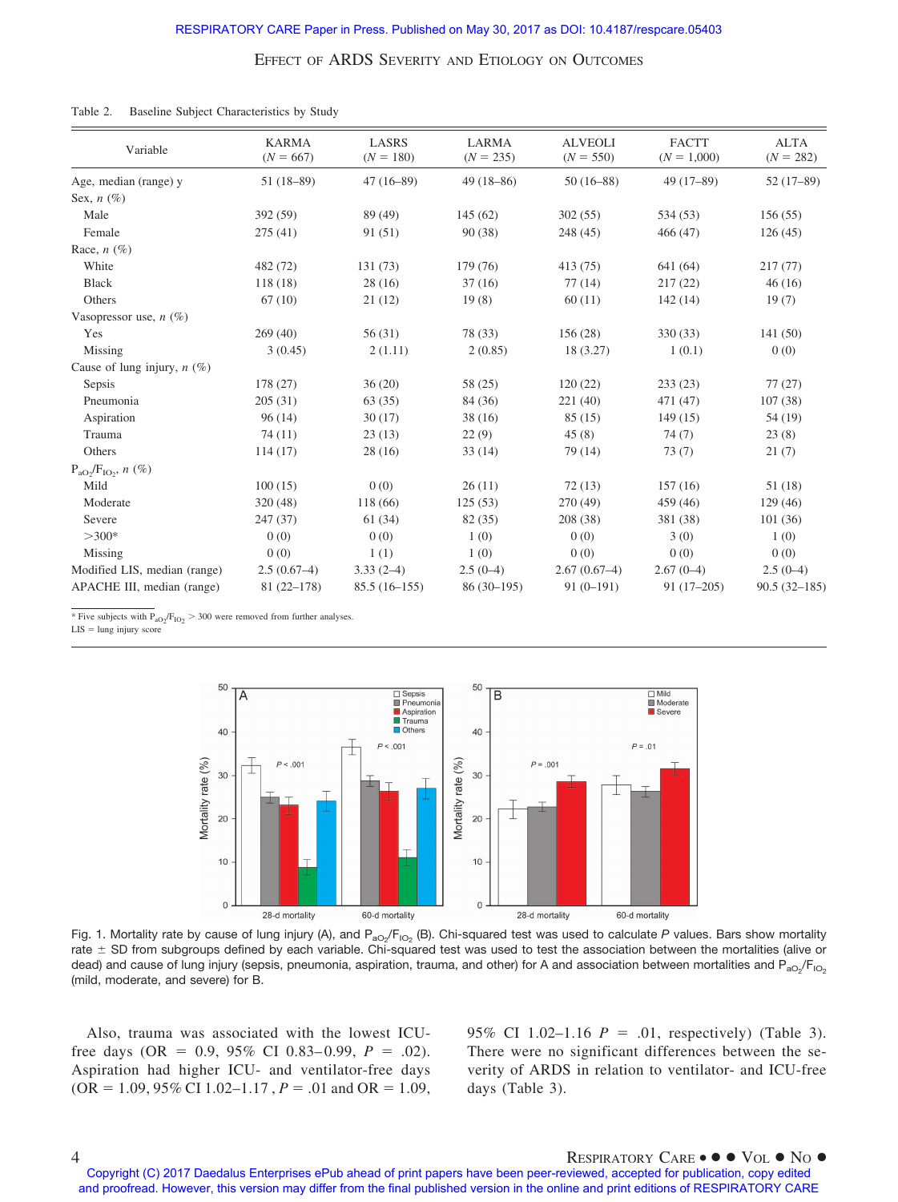Table 2. Baseline Subject Characteristics by Study

| Variable | KARMA ($N$ = 667) | LASRS ($N$ = 180) | LARMA ($N$ = 235) | ALVEOLI ($N$ = 550) | FACTT ($N$ = 1,000) | ALTA ($N$ = 282) |
|---|---|---|---|---|---|---|
| Age, median (range) y | 51 (18–89) | 47 (16–89) | 49 (18–86) | 50 (16–88) | 49 (17–89) | 52 (17–89) |
| Sex, $n$ (%) | | | | | | |
| Male | 392 (59) | 89 (49) | 145 (62) | 302 (55) | 534 (53) | 156 (55) |
| Female | 275 (41) | 91 (51) | 90 (38) | 248 (45) | 466 (47) | 126 (45) |
| Race, $n$ (%) | | | | | | |
| White | 482 (72) | 131 (73) | 179 (76) | 413 (75) | 641 (64) | 217 (77) |
| Black | 118 (18) | 28 (16) | 37 (16) | 77 (14) | 217 (22) | 46 (16) |
| Others | 67 (10) | 21 (12) | 19 (8) | 60 (11) | 142 (14) | 19 (7) |
| Vasopressor use, $n$ (%) | | | | | | |
| Yes | 269 (40) | 56 (31) | 78 (33) | 156 (28) | 330 (33) | 141 (50) |
| Missing | 3 (0.45) | 2 (1.11) | 2 (0.85) | 18 (3.27) | 1 (0.1) | 0 (0) |
| Cause of lung injury, $n$ (%) | | | | | | |
| Sepsis | 178 (27) | 36 (20) | 58 (25) | 120 (22) | 233 (23) | 77 (27) |
| Pneumonia | 205 (31) | 63 (35) | 84 (36) | 221 (40) | 471 (47) | 107 (38) |
| Aspiration | 96 (14) | 30 (17) | 38 (16) | 85 (15) | 149 (15) | 54 (19) |
| Trauma | 74 (11) | 23 (13) | 22 (9) | 45 (8) | 74 (7) | 23 (8) |
| Others | 114 (17) | 28 (16) | 33 (14) | 79 (14) | 73 (7) | 21 (7) |
| $P_{aO_2}/F_{IO_2}$, $n$ (%) | | | | | | |
| Mild | 100 (15) | 0 (0) | 26 (11) | 72 (13) | 157 (16) | 51 (18) |
| Moderate | 320 (48) | 118 (66) | 125 (53) | 270 (49) | 459 (46) | 129 (46) |
| Severe | 247 (37) | 61 (34) | 82 (35) | 208 (38) | 381 (38) | 101 (36) |
| >300* | 0 (0) | 0 (0) | 1 (0) | 0 (0) | 3 (0) | 1 (0) |
| Missing | 0 (0) | 1 (1) | 1 (0) | 0 (0) | 0 (0) | 0 (0) |
| Modified LIS, median (range) | 2.5 (0.67–4) | 3.33 (2–4) | 2.5 (0–4) | 2.67 (0.67–4) | 2.67 (0–4) | 2.5 (0–4) |
| APACHE III, median (range) | 81 (22–178) | 85.5 (16–155) | 86 (30–195) | 91 (0–191) | 91 (17–205) | 90.5 (32–185) |

\* Five subjects with $P_{aO_2}/F_{IO_2}$ > 300 were removed from further analyses.
LIS = lung injury score

Fig. 1. Mortality rate by cause of lung injury (A), and $P_{aO_2}/F_{IO_2}$ (B). Chi-squared test was used to calculate $P$ values. Bars show mortality rate ± SD from subgroups defined by each variable. Chi-squared test was used to test the association between the mortalities (alive or dead) and cause of lung injury (sepsis, pneumonia, aspiration, trauma, and other) for A and association between mortalities and $P_{aO_2}/F_{IO_2}$ (mild, moderate, and severe) for B.

Also, trauma was associated with the lowest ICU-free days (OR = 0.9, 95% CI 0.83–0.99, $P$ = .02). Aspiration had higher ICU- and ventilator-free days (OR = 1.09, 95% CI 1.02–1.17, $P$ = .01 and OR = 1.09, 95% CI 1.02–1.16 $P$ = .01, respectively) (Table 3). There were no significant differences between the severity of ARDS in relation to ventilator- and ICU-free days (Table 3).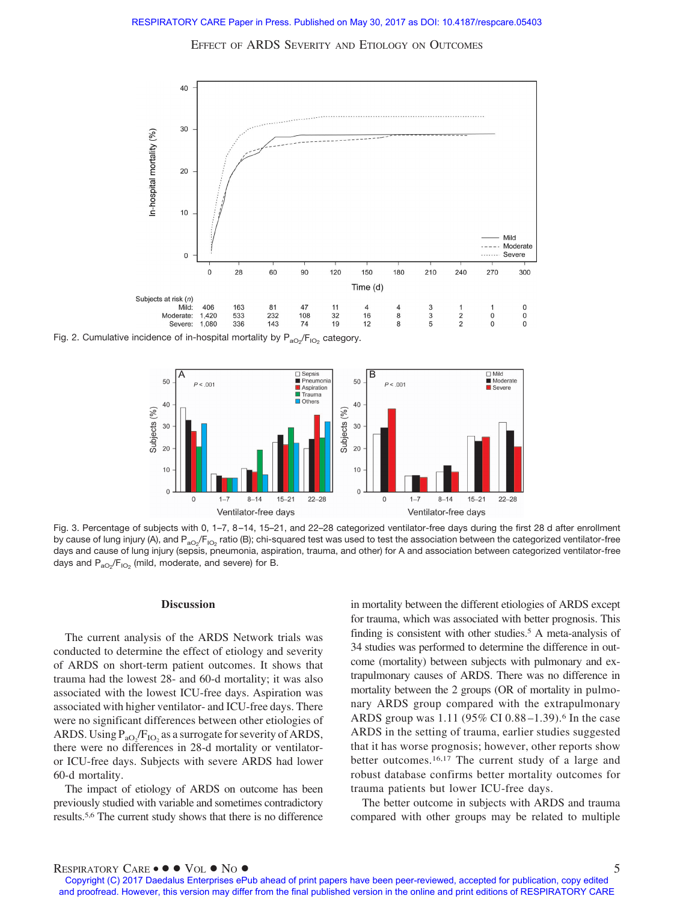| Subjects at risk (*n*) | 0 | 28 | 60 | 90 | 120 | 150 | 180 | 210 | 240 | 270 | 300 |
|---|---|---|---|---|---|---|---|---|---|---|---|
| Mild: | 406 | 163 | 81 | 47 | 11 | 4 | 4 | 3 | 1 | 1 | 0 |
| Moderate: | 1,420 | 533 | 232 | 108 | 32 | 16 | 8 | 3 | 2 | 0 | 0 |
| Severe: | 1,080 | 336 | 143 | 74 | 19 | 12 | 8 | 5 | 2 | 0 | 0 |

Fig. 2. Cumulative incidence of in-hospital mortality by $P_{aO_2}/F_{IO_2}$ category.

Fig. 3. Percentage of subjects with 0, 1–7, 8–14, 15–21, and 22–28 categorized ventilator-free days during the first 28 d after enrollment by cause of lung injury (A), and $P_{aO_2}/F_{IO_2}$ ratio (B); chi-squared test was used to test the association between the categorized ventilator-free days and cause of lung injury (sepsis, pneumonia, aspiration, trauma, and other) for A and association between categorized ventilator-free days and $P_{aO_2}/F_{IO_2}$ (mild, moderate, and severe) for B.

## Discussion

The current analysis of the ARDS Network trials was conducted to determine the effect of etiology and severity of ARDS on short-term patient outcomes. It shows that trauma had the lowest 28- and 60-d mortality; it was also associated with the lowest ICU-free days. Aspiration was associated with higher ventilator- and ICU-free days. There were no significant differences between other etiologies of ARDS. Using $P_{aO_2}/F_{IO_2}$ as a surrogate for severity of ARDS, there were no differences in 28-d mortality or ventilator- or ICU-free days. Subjects with severe ARDS had lower 60-d mortality.

The impact of etiology of ARDS on outcome has been previously studied with variable and sometimes contradictory results.[5,6] The current study shows that there is no difference in mortality between the different etiologies of ARDS except for trauma, which was associated with better prognosis. This finding is consistent with other studies.[5] A meta-analysis of 34 studies was performed to determine the difference in outcome (mortality) between subjects with pulmonary and extrapulmonary causes of ARDS. There was no difference in mortality between the 2 groups (OR of mortality in pulmonary ARDS group compared with the extrapulmonary ARDS group was 1.11 (95% CI 0.88–1.39).[6] In the case ARDS in the setting of trauma, earlier studies suggested that it has worse prognosis; however, other reports show better outcomes.[16,17] The current study of a large and robust database confirms better mortality outcomes for trauma patients but lower ICU-free days.

The better outcome in subjects with ARDS and trauma compared with other groups may be related to multiple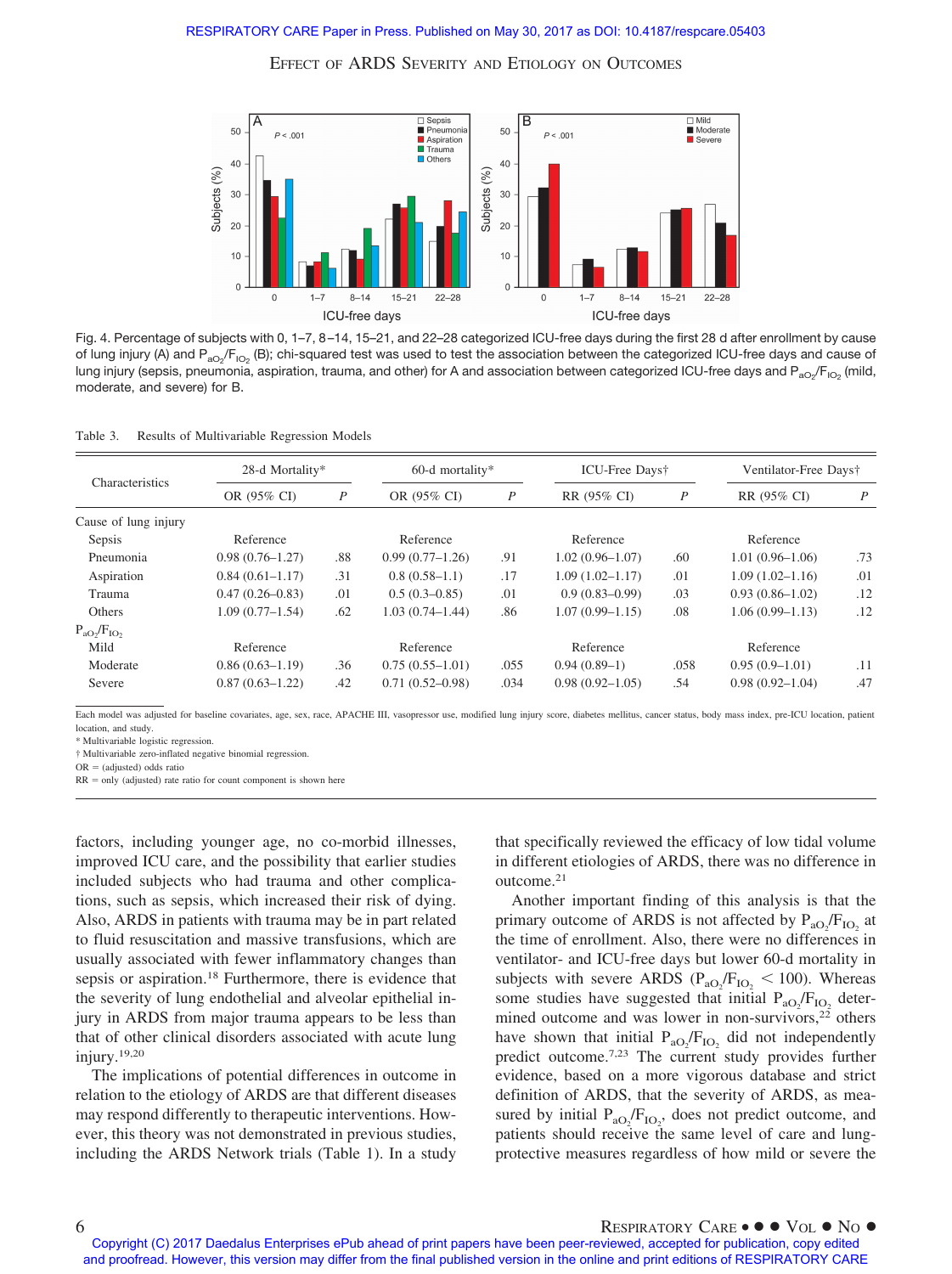Fig. 4. Percentage of subjects with 0, 1–7, 8–14, 15–21, and 22–28 categorized ICU-free days during the first 28 d after enrollment by cause of lung injury (A) and $P_{aO_2}/F_{IO_2}$ (B); chi-squared test was used to test the association between the categorized ICU-free days and cause of lung injury (sepsis, pneumonia, aspiration, trauma, and other) for A and association between categorized ICU-free days and $P_{aO_2}/F_{IO_2}$ (mild, moderate, and severe) for B.

Table 3. Results of Multivariable Regression Models

| Characteristics | 28-d Mortality* | | 60-d mortality* | | ICU-Free Days† | | Ventilator-Free Days† | |
|---|---|---|---|---|---|---|---|---|
| | OR (95% CI) | P | OR (95% CI) | P | RR (95% CI) | P | RR (95% CI) | P |
| Cause of lung injury | | | | | | | | |
| Sepsis | Reference | | Reference | | Reference | | Reference | |
| Pneumonia | 0.98 (0.76–1.27) | .88 | 0.99 (0.77–1.26) | .91 | 1.02 (0.96–1.07) | .60 | 1.01 (0.96–1.06) | .73 |
| Aspiration | 0.84 (0.61–1.17) | .31 | 0.8 (0.58–1.1) | .17 | 1.09 (1.02–1.17) | .01 | 1.09 (1.02–1.16) | .01 |
| Trauma | 0.47 (0.26–0.83) | .01 | 0.5 (0.3–0.85) | .01 | 0.9 (0.83–0.99) | .03 | 0.93 (0.86–1.02) | .12 |
| Others | 1.09 (0.77–1.54) | .62 | 1.03 (0.74–1.44) | .86 | 1.07 (0.99–1.15) | .08 | 1.06 (0.99–1.13) | .12 |
| $P_{aO_2}/F_{IO_2}$ | | | | | | | | |
| Mild | Reference | | Reference | | Reference | | Reference | |
| Moderate | 0.86 (0.63–1.19) | .36 | 0.75 (0.55–1.01) | .055 | 0.94 (0.89–1) | .058 | 0.95 (0.9–1.01) | .11 |
| Severe | 0.87 (0.63–1.22) | .42 | 0.71 (0.52–0.98) | .034 | 0.98 (0.92–1.05) | .54 | 0.98 (0.92–1.04) | .47 |

Each model was adjusted for baseline covariates, age, sex, race, APACHE III, vasopressor use, modified lung injury score, diabetes mellitus, cancer status, body mass index, pre-ICU location, patient location, and study.
\* Multivariable logistic regression.
† Multivariable zero-inflated negative binomial regression.
OR = (adjusted) odds ratio
RR = only (adjusted) rate ratio for count component is shown here

factors, including younger age, no co-morbid illnesses, improved ICU care, and the possibility that earlier studies included subjects who had trauma and other complications, such as sepsis, which increased their risk of dying. Also, ARDS in patients with trauma may be in part related to fluid resuscitation and massive transfusions, which are usually associated with fewer inflammatory changes than sepsis or aspiration.[18] Furthermore, there is evidence that the severity of lung endothelial and alveolar epithelial injury in ARDS from major trauma appears to be less than that of other clinical disorders associated with acute lung injury.[19,20]

The implications of potential differences in outcome in relation to the etiology of ARDS are that different diseases may respond differently to therapeutic interventions. However, this theory was not demonstrated in previous studies, including the ARDS Network trials (Table 1). In a study that specifically reviewed the efficacy of low tidal volume in different etiologies of ARDS, there was no difference in outcome.[21]

Another important finding of this analysis is that the primary outcome of ARDS is not affected by $P_{aO_2}/F_{IO_2}$ at the time of enrollment. Also, there were no differences in ventilator- and ICU-free days but lower 60-d mortality in subjects with severe ARDS ($P_{aO_2}/F_{IO_2} < 100$). Whereas some studies have suggested that initial $P_{aO_2}/F_{IO_2}$ determined outcome and was lower in non-survivors,[22] others have shown that initial $P_{aO_2}/F_{IO_2}$ did not independently predict outcome.[7,23] The current study provides further evidence, based on a more vigorous database and strict definition of ARDS, that the severity of ARDS, as measured by initial $P_{aO_2}/F_{IO_2}$, does not predict outcome, and patients should receive the same level of care and lung-protective measures regardless of how mild or severe the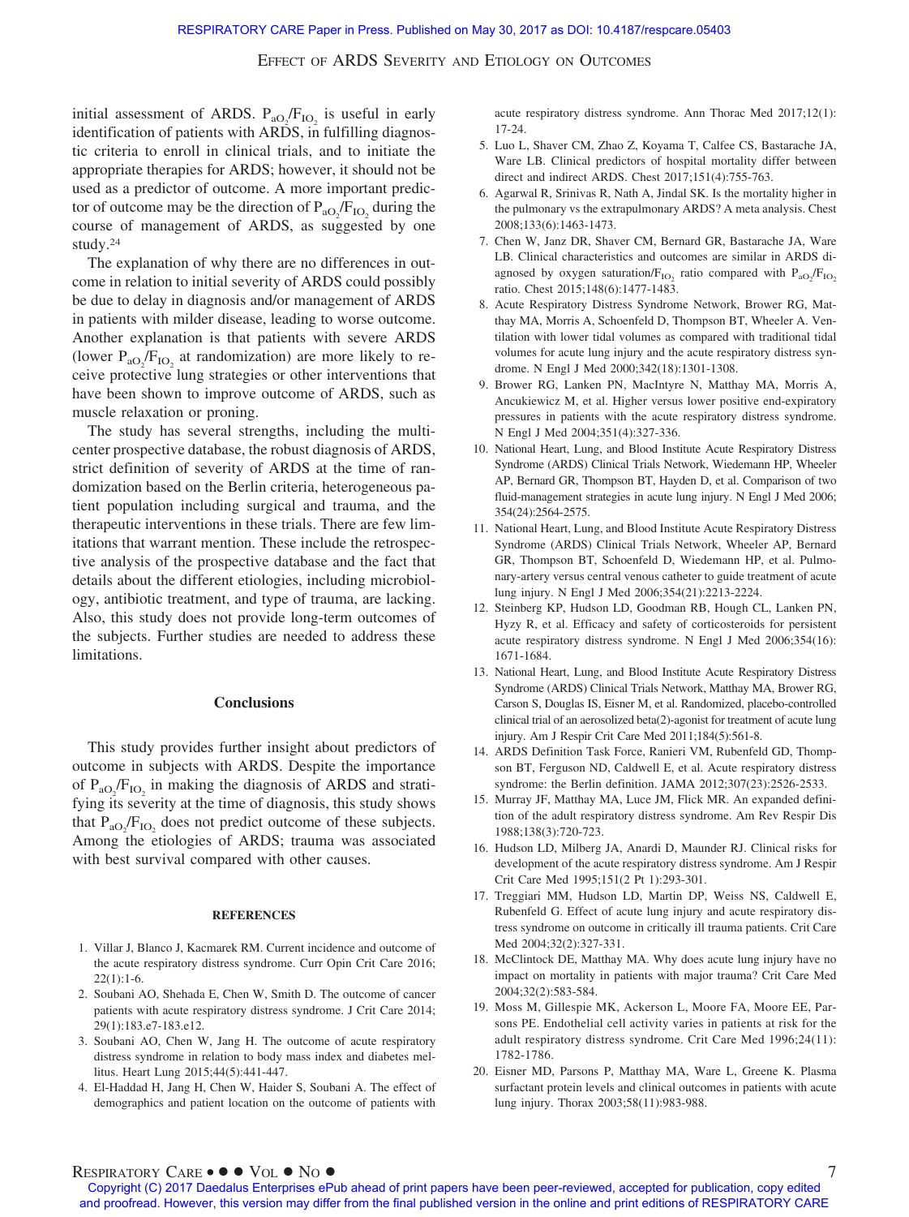initial assessment of ARDS. $P_{aO_2}/F_{IO_2}$ is useful in early identification of patients with ARDS, in fulfilling diagnostic criteria to enroll in clinical trials, and to initiate the appropriate therapies for ARDS; however, it should not be used as a predictor of outcome. A more important predictor of outcome may be the direction of $P_{aO_2}/F_{IO_2}$ during the course of management of ARDS, as suggested by one study.[24]

The explanation of why there are no differences in outcome in relation to initial severity of ARDS could possibly be due to delay in diagnosis and/or management of ARDS in patients with milder disease, leading to worse outcome. Another explanation is that patients with severe ARDS (lower $P_{aO_2}/F_{IO_2}$ at randomization) are more likely to receive protective lung strategies or other interventions that have been shown to improve outcome of ARDS, such as muscle relaxation or proning.

The study has several strengths, including the multicenter prospective database, the robust diagnosis of ARDS, strict definition of severity of ARDS at the time of randomization based on the Berlin criteria, heterogeneous patient population including surgical and trauma, and the therapeutic interventions in these trials. There are few limitations that warrant mention. These include the retrospective analysis of the prospective database and the fact that details about the different etiologies, including microbiology, antibiotic treatment, and type of trauma, are lacking. Also, this study does not provide long-term outcomes of the subjects. Further studies are needed to address these limitations.

## Conclusions

This study provides further insight about predictors of outcome in subjects with ARDS. Despite the importance of $P_{aO_2}/F_{IO_2}$ in making the diagnosis of ARDS and stratifying its severity at the time of diagnosis, this study shows that $P_{aO_2}/F_{IO_2}$ does not predict outcome of these subjects. Among the etiologies of ARDS; trauma was associated with best survival compared with other causes.

### REFERENCES

1. Villar J, Blanco J, Kacmarek RM. Current incidence and outcome of the acute respiratory distress syndrome. Curr Opin Crit Care 2016; 22(1):1-6.
2. Soubani AO, Shehada E, Chen W, Smith D. The outcome of cancer patients with acute respiratory distress syndrome. J Crit Care 2014; 29(1):183.e7-183.e12.
3. Soubani AO, Chen W, Jang H. The outcome of acute respiratory distress syndrome in relation to body mass index and diabetes mellitus. Heart Lung 2015;44(5):441-447.
4. El-Haddad H, Jang H, Chen W, Haider S, Soubani A. The effect of demographics and patient location on the outcome of patients with acute respiratory distress syndrome. Ann Thorac Med 2017;12(1): 17-24.
5. Luo L, Shaver CM, Zhao Z, Koyama T, Calfee CS, Bastarache JA, Ware LB. Clinical predictors of hospital mortality differ between direct and indirect ARDS. Chest 2017;151(4):755-763.
6. Agarwal R, Srinivas R, Nath A, Jindal SK. Is the mortality higher in the pulmonary vs the extrapulmonary ARDS? A meta analysis. Chest 2008;133(6):1463-1473.
7. Chen W, Janz DR, Shaver CM, Bernard GR, Bastarache JA, Ware LB. Clinical characteristics and outcomes are similar in ARDS diagnosed by oxygen saturation/$F_{IO_2}$ ratio compared with $P_{aO_2}/F_{IO_2}$ ratio. Chest 2015;148(6):1477-1483.
8. Acute Respiratory Distress Syndrome Network, Brower RG, Matthay MA, Morris A, Schoenfeld D, Thompson BT, Wheeler A. Ventilation with lower tidal volumes as compared with traditional tidal volumes for acute lung injury and the acute respiratory distress syndrome. N Engl J Med 2000;342(18):1301-1308.
9. Brower RG, Lanken PN, MacIntyre N, Matthay MA, Morris A, Ancukiewicz M, et al. Higher versus lower positive end-expiratory pressures in patients with the acute respiratory distress syndrome. N Engl J Med 2004;351(4):327-336.
10. National Heart, Lung, and Blood Institute Acute Respiratory Distress Syndrome (ARDS) Clinical Trials Network, Wiedemann HP, Wheeler AP, Bernard GR, Thompson BT, Hayden D, et al. Comparison of two fluid-management strategies in acute lung injury. N Engl J Med 2006; 354(24):2564-2575.
11. National Heart, Lung, and Blood Institute Acute Respiratory Distress Syndrome (ARDS) Clinical Trials Network, Wheeler AP, Bernard GR, Thompson BT, Schoenfeld D, Wiedemann HP, et al. Pulmonary-artery versus central venous catheter to guide treatment of acute lung injury. N Engl J Med 2006;354(21):2213-2224.
12. Steinberg KP, Hudson LD, Goodman RB, Hough CL, Lanken PN, Hyzy R, et al. Efficacy and safety of corticosteroids for persistent acute respiratory distress syndrome. N Engl J Med 2006;354(16): 1671-1684.
13. National Heart, Lung, and Blood Institute Acute Respiratory Distress Syndrome (ARDS) Clinical Trials Network, Matthay MA, Brower RG, Carson S, Douglas IS, Eisner M, et al. Randomized, placebo-controlled clinical trial of an aerosolized beta(2)-agonist for treatment of acute lung injury. Am J Respir Crit Care Med 2011;184(5):561-8.
14. ARDS Definition Task Force, Ranieri VM, Rubenfeld GD, Thompson BT, Ferguson ND, Caldwell E, et al. Acute respiratory distress syndrome: the Berlin definition. JAMA 2012;307(23):2526-2533.
15. Murray JF, Matthay MA, Luce JM, Flick MR. An expanded definition of the adult respiratory distress syndrome. Am Rev Respir Dis 1988;138(3):720-723.
16. Hudson LD, Milberg JA, Anardi D, Maunder RJ. Clinical risks for development of the acute respiratory distress syndrome. Am J Respir Crit Care Med 1995;151(2 Pt 1):293-301.
17. Treggiari MM, Hudson LD, Martin DP, Weiss NS, Caldwell E, Rubenfeld G. Effect of acute lung injury and acute respiratory distress syndrome on outcome in critically ill trauma patients. Crit Care Med 2004;32(2):327-331.
18. McClintock DE, Matthay MA. Why does acute lung injury have no impact on mortality in patients with major trauma? Crit Care Med 2004;32(2):583-584.
19. Moss M, Gillespie MK, Ackerson L, Moore FA, Moore EE, Parsons PE. Endothelial cell activity varies in patients at risk for the adult respiratory distress syndrome. Crit Care Med 1996;24(11): 1782-1786.
20. Eisner MD, Parsons P, Matthay MA, Ware L, Greene K. Plasma surfactant protein levels and clinical outcomes in patients with acute lung injury. Thorax 2003;58(11):983-988.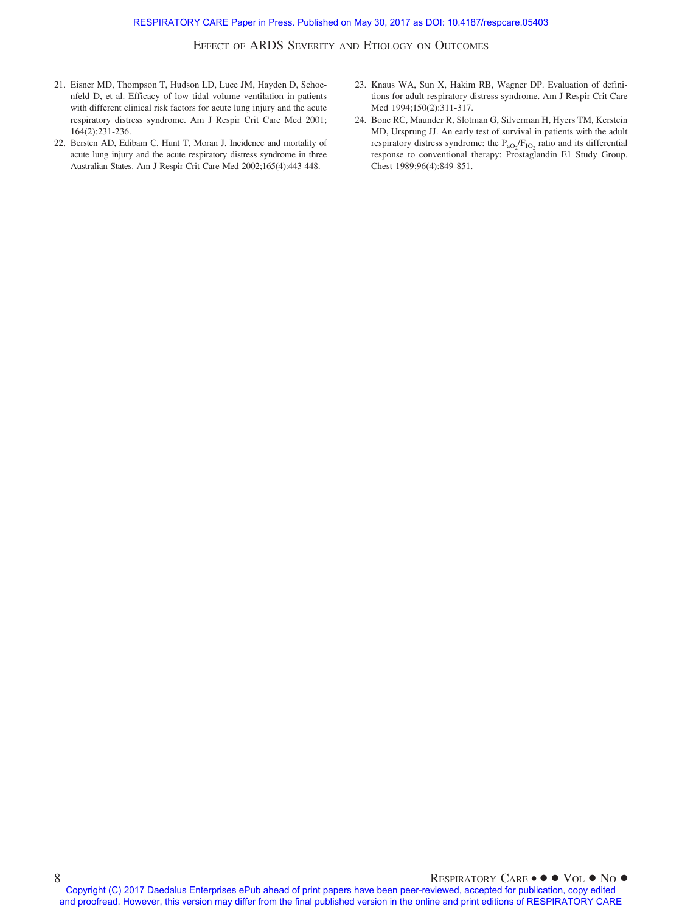21. Eisner MD, Thompson T, Hudson LD, Luce JM, Hayden D, Schoenfeld D, et al. Efficacy of low tidal volume ventilation in patients with different clinical risk factors for acute lung injury and the acute respiratory distress syndrome. Am J Respir Crit Care Med 2001; 164(2):231-236.
22. Bersten AD, Edibam C, Hunt T, Moran J. Incidence and mortality of acute lung injury and the acute respiratory distress syndrome in three Australian States. Am J Respir Crit Care Med 2002;165(4):443-448.
23. Knaus WA, Sun X, Hakim RB, Wagner DP. Evaluation of definitions for adult respiratory distress syndrome. Am J Respir Crit Care Med 1994;150(2):311-317.
24. Bone RC, Maunder R, Slotman G, Silverman H, Hyers TM, Kerstein MD, Ursprung JJ. An early test of survival in patients with the adult respiratory distress syndrome: the $P_{aO_2}/F_{IO_2}$ ratio and its differential response to conventional therapy: Prostaglandin E1 Study Group. Chest 1989;96(4):849-851.